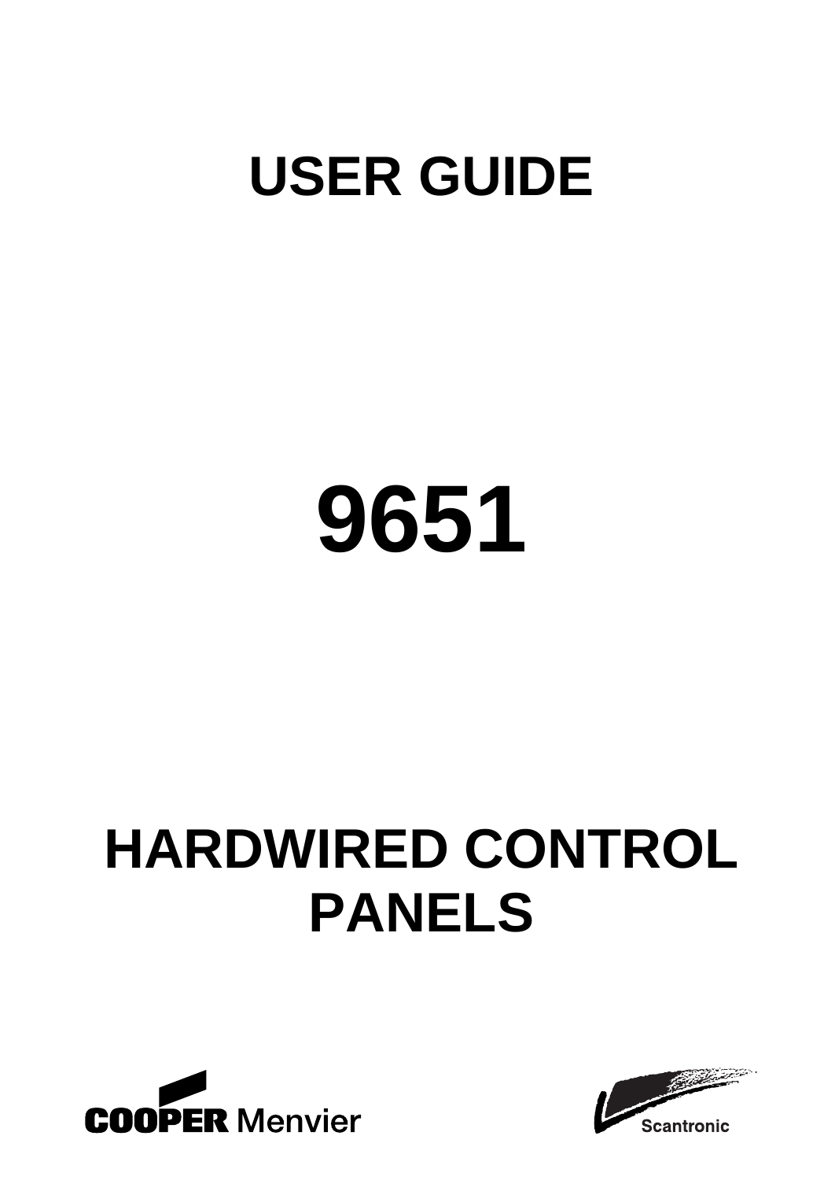# USER GUIDE

# 9651

# HARDWIRED CONTROL PANELS

COOPER Menvier

Scantronic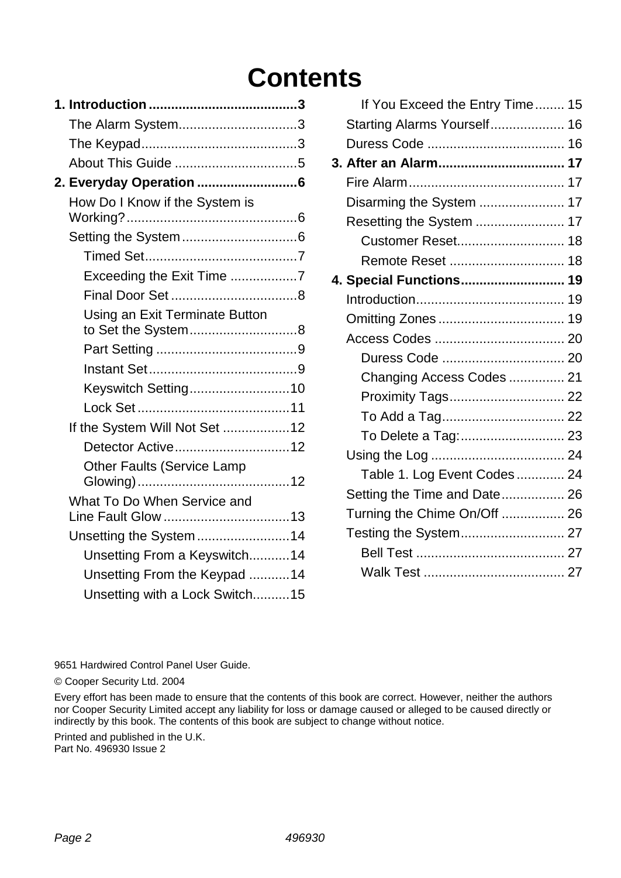# Contents

**1. Introduction........................................3**

- The Alarm System................................3
- The Keypad..........................................3
- About This Guide .................................5

**2. Everyday Operation ...........................6**

- How Do I Know if the System is Working?..............................................6
- Setting the System...............................6
  - Timed Set.........................................7
  - Exceeding the Exit Time ..................7
  - Final Door Set ..................................8
  - Using an Exit Terminate Button to Set the System.............................8
  - Part Setting ......................................9
  - Instant Set........................................9
  - Keyswitch Setting...........................10
  - Lock Set .........................................11
- If the System Will Not Set ..................12
  - Detector Active...............................12
  - Other Faults (Service Lamp Glowing).........................................12
- What To Do When Service and Line Fault Glow ..................................13
- Unsetting the System.........................14
  - Unsetting From a Keyswitch...........14
  - Unsetting From the Keypad ...........14
  - Unsetting with a Lock Switch..........15
  - If You Exceed the Entry Time........ 15
- Starting Alarms Yourself.................... 16
- Duress Code ..................................... 16

**3. After an Alarm................................. 17**

- Fire Alarm.......................................... 17
- Disarming the System ....................... 17
- Resetting the System ........................ 17
  - Customer Reset............................. 18
  - Remote Reset ............................... 18

**4. Special Functions............................ 19**

- Introduction........................................ 19
- Omitting Zones .................................. 19
- Access Codes ................................... 20
  - Duress Code ................................. 20
  - Changing Access Codes ............... 21
  - Proximity Tags............................... 22
  - To Add a Tag................................. 22
  - To Delete a Tag:............................ 23
- Using the Log .................................... 24
  - Table 1. Log Event Codes............. 24
- Setting the Time and Date................. 26
- Turning the Chime On/Off ................. 26
- Testing the System............................ 27
  - Bell Test ........................................ 27
  - Walk Test ...................................... 27

9651 Hardwired Control Panel User Guide.

© Cooper Security Ltd. 2004

Every effort has been made to ensure that the contents of this book are correct. However, neither the authors nor Cooper Security Limited accept any liability for loss or damage caused or alleged to be caused directly or indirectly by this book. The contents of this book are subject to change without notice.

Printed and published in the U.K.
Part No. 496930 Issue 2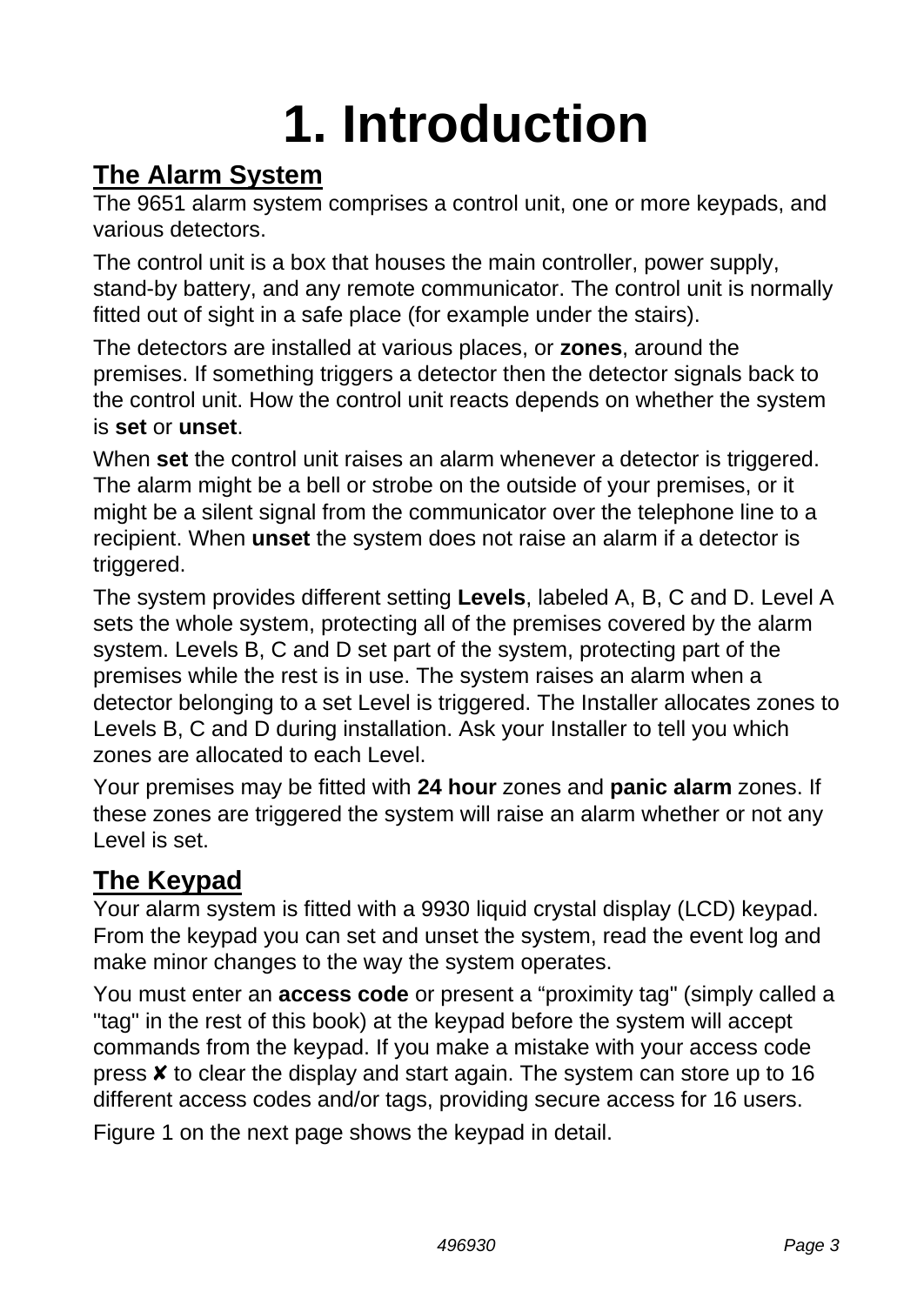# 1. Introduction

## The Alarm System

The 9651 alarm system comprises a control unit, one or more keypads, and various detectors.

The control unit is a box that houses the main controller, power supply, stand-by battery, and any remote communicator. The control unit is normally fitted out of sight in a safe place (for example under the stairs).

The detectors are installed at various places, or **zones**, around the premises. If something triggers a detector then the detector signals back to the control unit. How the control unit reacts depends on whether the system is **set** or **unset**.

When **set** the control unit raises an alarm whenever a detector is triggered. The alarm might be a bell or strobe on the outside of your premises, or it might be a silent signal from the communicator over the telephone line to a recipient. When **unset** the system does not raise an alarm if a detector is triggered.

The system provides different setting **Levels**, labeled A, B, C and D. Level A sets the whole system, protecting all of the premises covered by the alarm system. Levels B, C and D set part of the system, protecting part of the premises while the rest is in use. The system raises an alarm when a detector belonging to a set Level is triggered. The Installer allocates zones to Levels B, C and D during installation. Ask your Installer to tell you which zones are allocated to each Level.

Your premises may be fitted with **24 hour** zones and **panic alarm** zones. If these zones are triggered the system will raise an alarm whether or not any Level is set.

## The Keypad

Your alarm system is fitted with a 9930 liquid crystal display (LCD) keypad. From the keypad you can set and unset the system, read the event log and make minor changes to the way the system operates.

You must enter an **access code** or present a “proximity tag" (simply called a "tag" in the rest of this book) at the keypad before the system will accept commands from the keypad. If you make a mistake with your access code press ✘ to clear the display and start again. The system can store up to 16 different access codes and/or tags, providing secure access for 16 users.

Figure 1 on the next page shows the keypad in detail.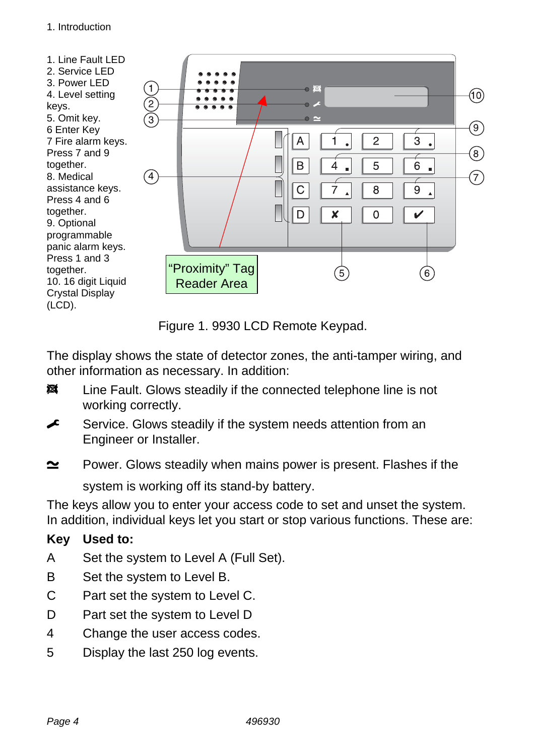1. Line Fault LED
2. Service LED
3. Power LED
4. Level setting keys.
5. Omit key.
6 Enter Key
7 Fire alarm keys. Press 7 and 9 together.
8. Medical assistance keys. Press 4 and 6 together.
9. Optional programmable panic alarm keys. Press 1 and 3 together.
10. 16 digit Liquid Crystal Display (LCD).

“Proximity” Tag Reader Area

Figure 1. 9930 LCD Remote Keypad.

The display shows the state of detector zones, the anti-tamper wiring, and other information as necessary. In addition:

- Line Fault. Glows steadily if the connected telephone line is not working correctly.
- Service. Glows steadily if the system needs attention from an Engineer or Installer.
- Power. Glows steadily when mains power is present. Flashes if the system is working off its stand-by battery.

The keys allow you to enter your access code to set and unset the system. In addition, individual keys let you start or stop various functions. These are:

| **Key** | **Used to:** |
|---|---|
| A | Set the system to Level A (Full Set). |
| B | Set the system to Level B. |
| C | Part set the system to Level C. |
| D | Part set the system to Level D |
| 4 | Change the user access codes. |
| 5 | Display the last 250 log events. |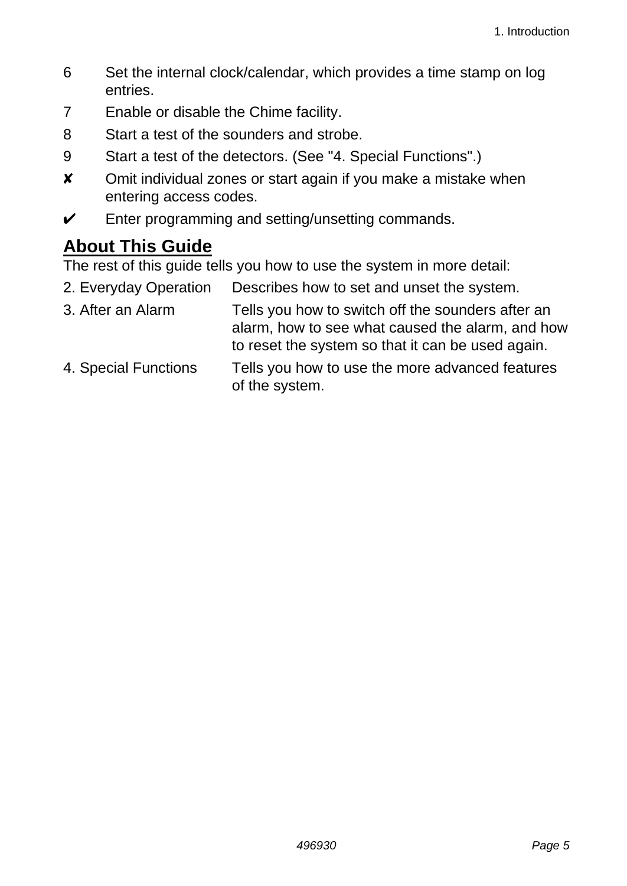6 Set the internal clock/calendar, which provides a time stamp on log entries.

7 Enable or disable the Chime facility.

8 Start a test of the sounders and strobe.

9 Start a test of the detectors. (See "4. Special Functions".)

✘ Omit individual zones or start again if you make a mistake when entering access codes.

✔ Enter programming and setting/unsetting commands.

## About This Guide

The rest of this guide tells you how to use the system in more detail:

| | |
|---|---|
| 2. Everyday Operation | Describes how to set and unset the system. |
| 3. After an Alarm | Tells you how to switch off the sounders after an alarm, how to see what caused the alarm, and how to reset the system so that it can be used again. |
| 4. Special Functions | Tells you how to use the more advanced features of the system. |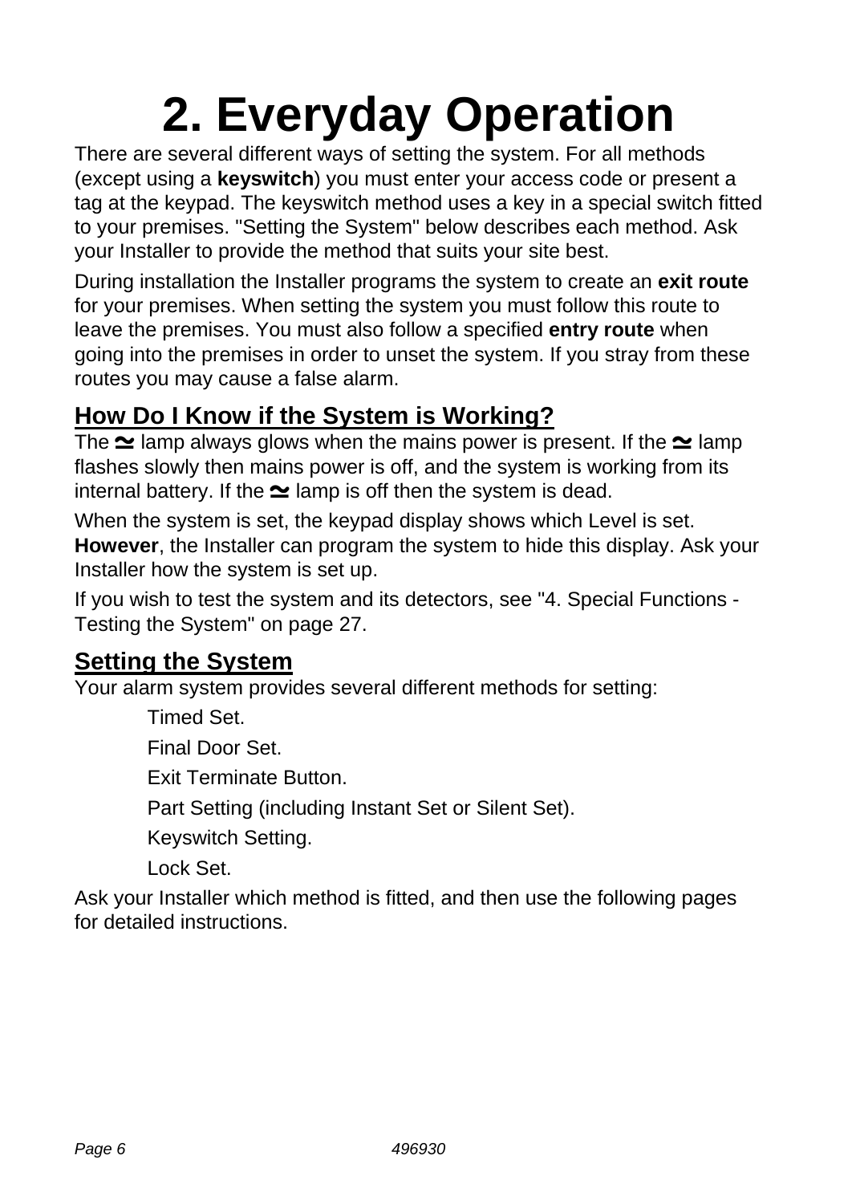# 2. Everyday Operation

There are several different ways of setting the system. For all methods (except using a **keyswitch**) you must enter your access code or present a tag at the keypad. The keyswitch method uses a key in a special switch fitted to your premises. "Setting the System" below describes each method. Ask your Installer to provide the method that suits your site best.

During installation the Installer programs the system to create an **exit route** for your premises. When setting the system you must follow this route to leave the premises. You must also follow a specified **entry route** when going into the premises in order to unset the system. If you stray from these routes you may cause a false alarm.

## How Do I Know if the System is Working?

The ≃ lamp always glows when the mains power is present. If the ≃ lamp flashes slowly then mains power is off, and the system is working from its internal battery. If the ≃ lamp is off then the system is dead.

When the system is set, the keypad display shows which Level is set. **However**, the Installer can program the system to hide this display. Ask your Installer how the system is set up.

If you wish to test the system and its detectors, see "4. Special Functions - Testing the System" on page 27.

## Setting the System

Your alarm system provides several different methods for setting:

- Timed Set.
- Final Door Set.
- Exit Terminate Button.
- Part Setting (including Instant Set or Silent Set).
- Keyswitch Setting.
- Lock Set.

Ask your Installer which method is fitted, and then use the following pages for detailed instructions.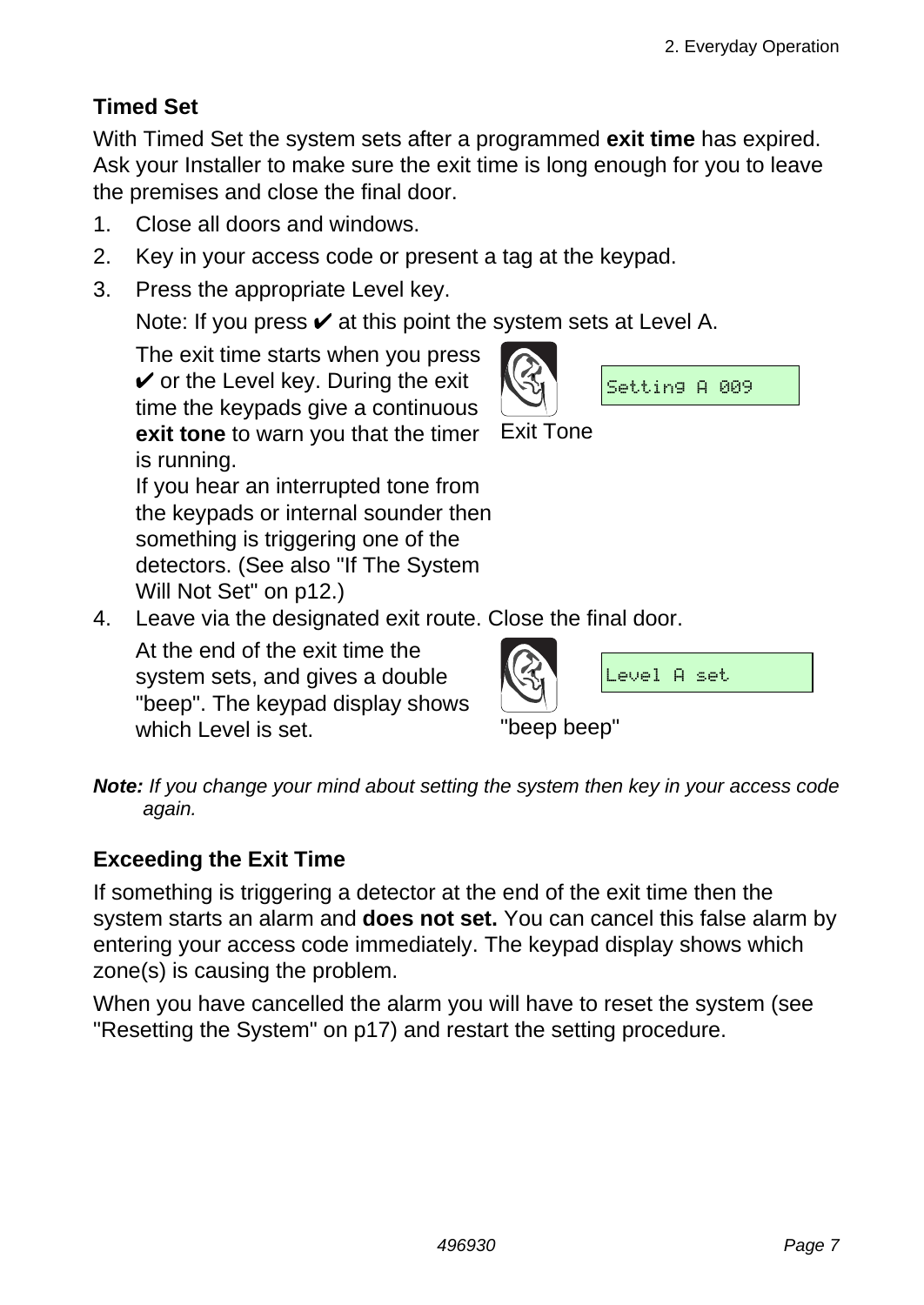### Timed Set

With Timed Set the system sets after a programmed **exit time** has expired. Ask your Installer to make sure the exit time is long enough for you to leave the premises and close the final door.

1. Close all doors and windows.
2. Key in your access code or present a tag at the keypad.
3. Press the appropriate Level key.

   Note: If you press ✔ at this point the system sets at Level A.

   The exit time starts when you press ✔ or the Level key. During the exit time the keypads give a continuous **exit tone** to warn you that the timer is running.

   Exit Tone

   `Setting A 009`

   If you hear an interrupted tone from the keypads or internal sounder then something is triggering one of the detectors. (See also "If The System Will Not Set" on p12.)
4. Leave via the designated exit route. Close the final door.

   At the end of the exit time the system sets, and gives a double "beep". The keypad display shows which Level is set.

   "beep beep"

   `Level A set`

***Note:*** *If you change your mind about setting the system then key in your access code again.*

### Exceeding the Exit Time

If something is triggering a detector at the end of the exit time then the system starts an alarm and **does not set.** You can cancel this false alarm by entering your access code immediately. The keypad display shows which zone(s) is causing the problem.

When you have cancelled the alarm you will have to reset the system (see "Resetting the System" on p17) and restart the setting procedure.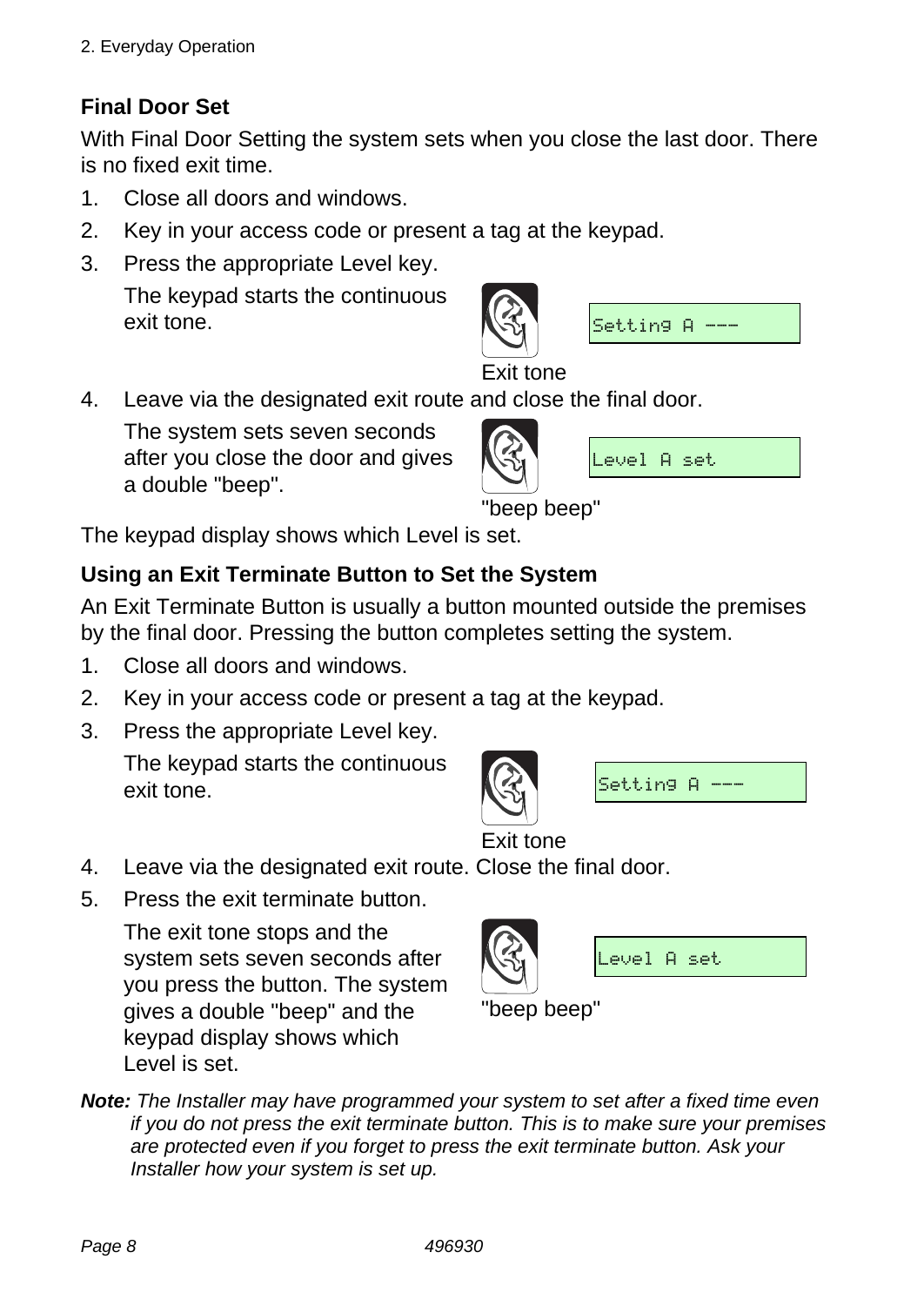## Final Door Set

With Final Door Setting the system sets when you close the last door. There is no fixed exit time.

1. Close all doors and windows.
2. Key in your access code or present a tag at the keypad.
3. Press the appropriate Level key.

   The keypad starts the continuous exit tone.

   Exit tone

   `Setting A ---`

4. Leave via the designated exit route and close the final door.

   The system sets seven seconds after you close the door and gives a double "beep".

   "beep beep"

   `Level A set`

The keypad display shows which Level is set.

## Using an Exit Terminate Button to Set the System

An Exit Terminate Button is usually a button mounted outside the premises by the final door. Pressing the button completes setting the system.

1. Close all doors and windows.
2. Key in your access code or present a tag at the keypad.
3. Press the appropriate Level key.

   The keypad starts the continuous exit tone.

   Exit tone

   `Setting A ---`

4. Leave via the designated exit route. Close the final door.
5. Press the exit terminate button.

   The exit tone stops and the system sets seven seconds after you press the button. The system gives a double "beep" and the keypad display shows which Level is set.

   "beep beep"

   `Level A set`

***Note:*** *The Installer may have programmed your system to set after a fixed time even if you do not press the exit terminate button. This is to make sure your premises are protected even if you forget to press the exit terminate button. Ask your Installer how your system is set up.*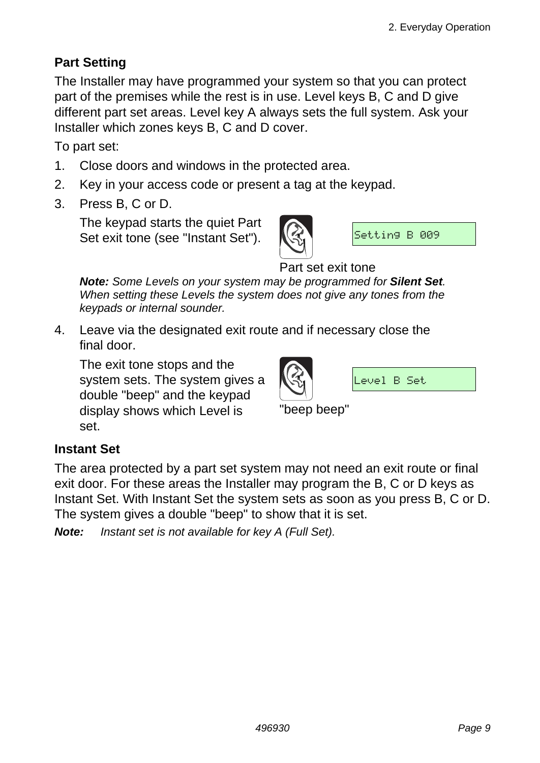## Part Setting

The Installer may have programmed your system so that you can protect part of the premises while the rest is in use. Level keys B, C and D give different part set areas. Level key A always sets the full system. Ask your Installer which zones keys B, C and D cover.

To part set:

1. Close doors and windows in the protected area.
2. Key in your access code or present a tag at the keypad.
3. Press B, C or D.

   The keypad starts the quiet Part Set exit tone (see "Instant Set").

   `Setting B 009`

   Part set exit tone

   ***Note:*** *Some Levels on your system may be programmed for* ***Silent Set****. When setting these Levels the system does not give any tones from the keypads or internal sounder.*

4. Leave via the designated exit route and if necessary close the final door.

   The exit tone stops and the system sets. The system gives a double "beep" and the keypad display shows which Level is set.

   `Level B Set`

   "beep beep"

## Instant Set

The area protected by a part set system may not need an exit route or final exit door. For these areas the Installer may program the B, C or D keys as Instant Set. With Instant Set the system sets as soon as you press B, C or D. The system gives a double "beep" to show that it is set.

***Note:*** *Instant set is not available for key A (Full Set).*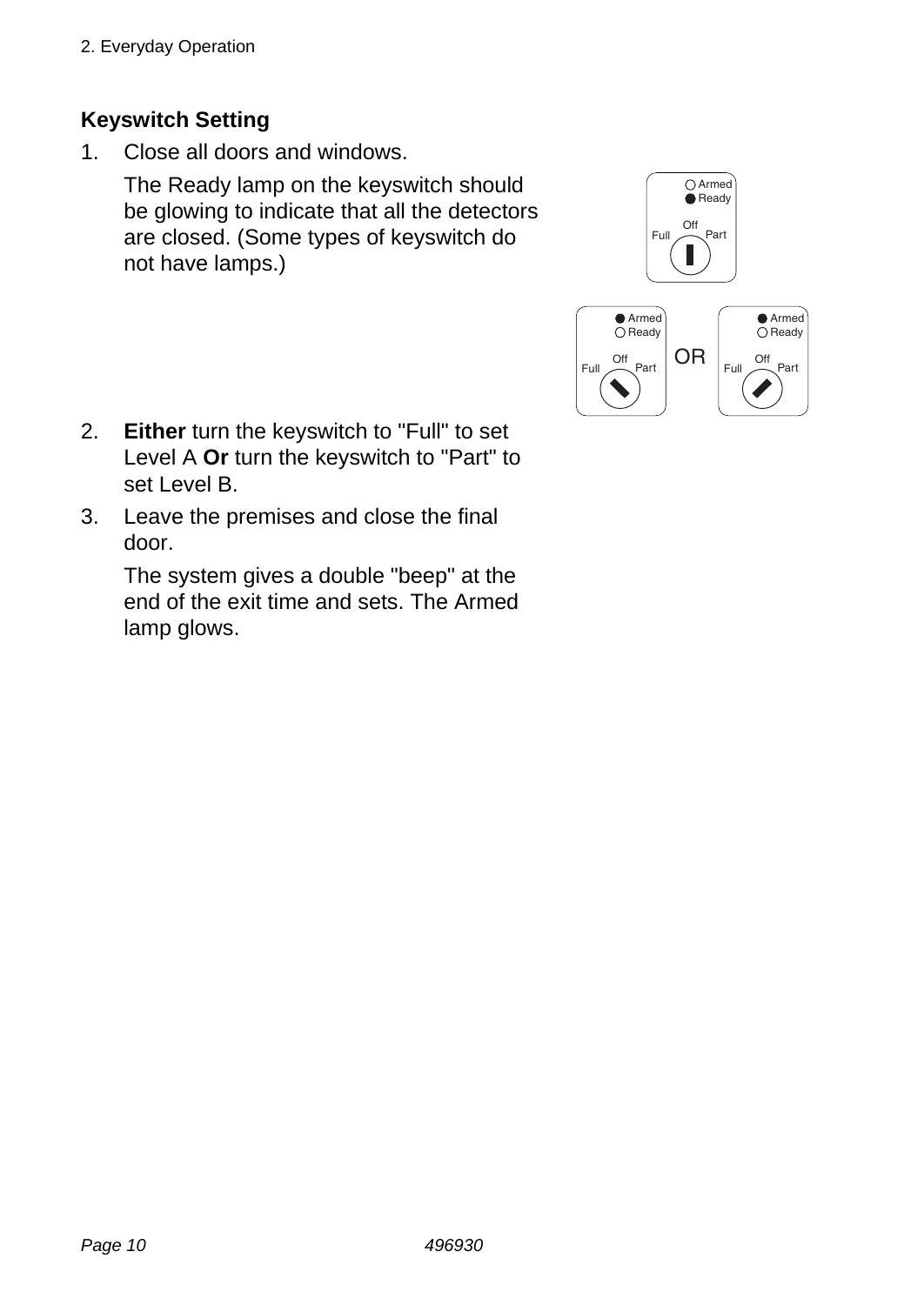## Keyswitch Setting

1. Close all doors and windows.

   The Ready lamp on the keyswitch should be glowing to indicate that all the detectors are closed. (Some types of keyswitch do not have lamps.)

2. **Either** turn the keyswitch to "Full" to set Level A **Or** turn the keyswitch to "Part" to set Level B.

3. Leave the premises and close the final door.

   The system gives a double "beep" at the end of the exit time and sets. The Armed lamp glows.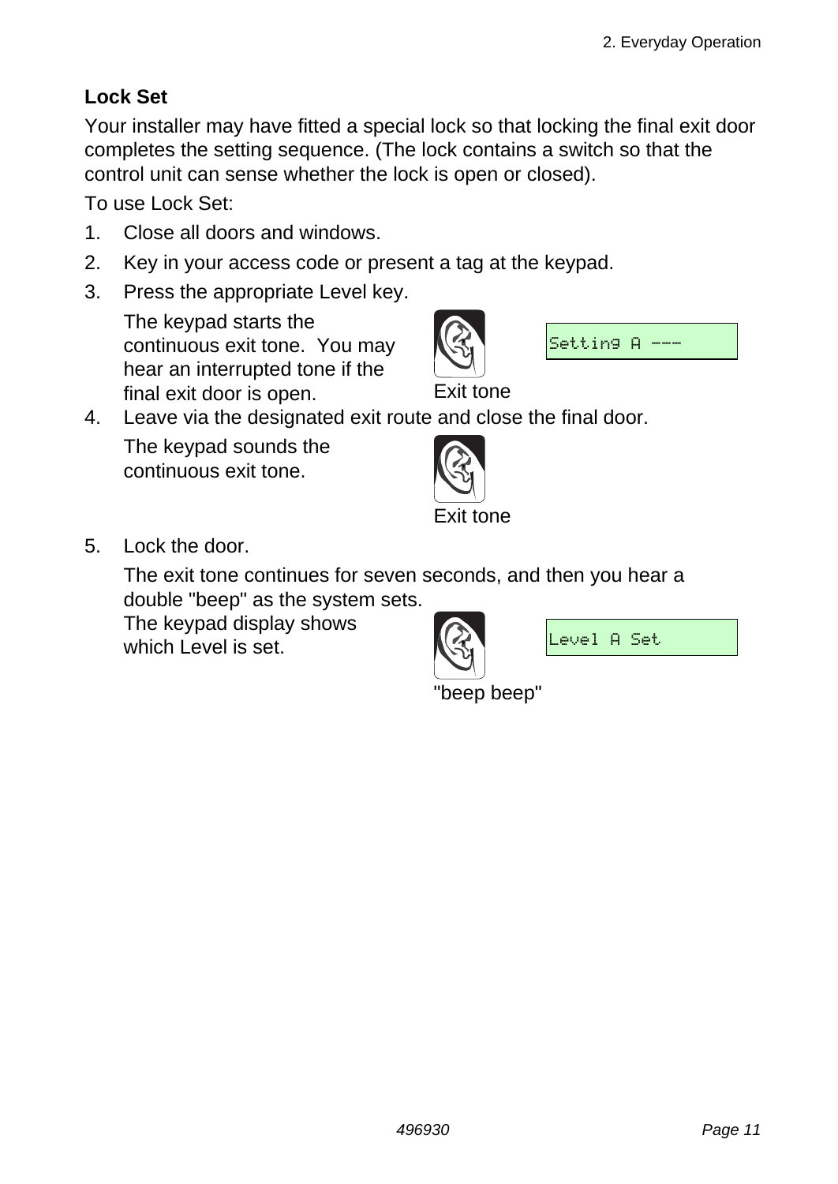### Lock Set

Your installer may have fitted a special lock so that locking the final exit door completes the setting sequence. (The lock contains a switch so that the control unit can sense whether the lock is open or closed).

To use Lock Set:

1. Close all doors and windows.
2. Key in your access code or present a tag at the keypad.
3. Press the appropriate Level key.

   The keypad starts the continuous exit tone. You may hear an interrupted tone if the final exit door is open.

   Exit tone

   `Setting A ---`

4. Leave via the designated exit route and close the final door.

   The keypad sounds the continuous exit tone.

   Exit tone

5. Lock the door.

   The exit tone continues for seven seconds, and then you hear a double "beep" as the system sets.
   The keypad display shows which Level is set.

   "beep beep"

   `Level A Set`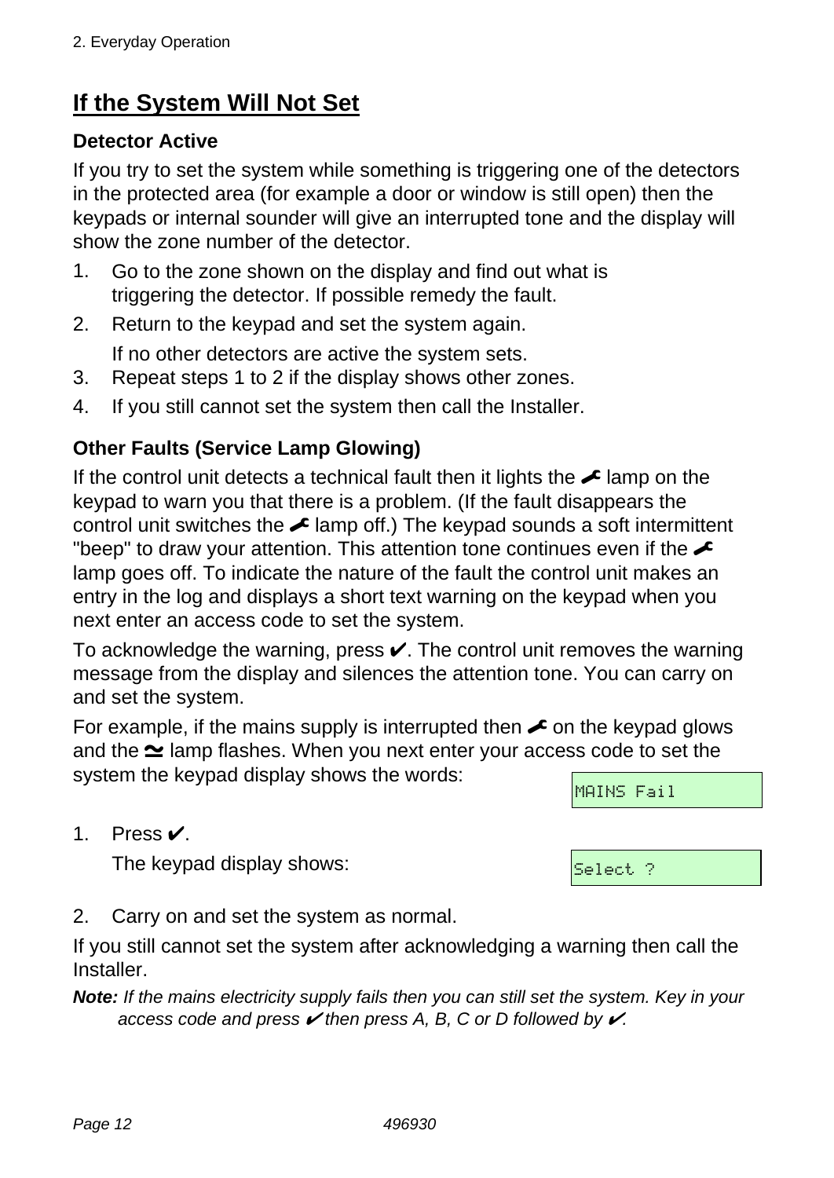## If the System Will Not Set

### Detector Active

If you try to set the system while something is triggering one of the detectors in the protected area (for example a door or window is still open) then the keypads or internal sounder will give an interrupted tone and the display will show the zone number of the detector.

1. Go to the zone shown on the display and find out what is triggering the detector. If possible remedy the fault.
2. Return to the keypad and set the system again.

   If no other detectors are active the system sets.
3. Repeat steps 1 to 2 if the display shows other zones.
4. If you still cannot set the system then call the Installer.

### Other Faults (Service Lamp Glowing)

If the control unit detects a technical fault then it lights the 🔧 lamp on the keypad to warn you that there is a problem. (If the fault disappears the control unit switches the 🔧 lamp off.) The keypad sounds a soft intermittent "beep" to draw your attention. This attention tone continues even if the 🔧 lamp goes off. To indicate the nature of the fault the control unit makes an entry in the log and displays a short text warning on the keypad when you next enter an access code to set the system.

To acknowledge the warning, press ✔. The control unit removes the warning message from the display and silences the attention tone. You can carry on and set the system.

For example, if the mains supply is interrupted then 🔧 on the keypad glows and the ≃ lamp flashes. When you next enter your access code to set the system the keypad display shows the words:

```
MAINS Fail
```

1. Press ✔.

   The keypad display shows:

```
Select ?
```

2. Carry on and set the system as normal.

If you still cannot set the system after acknowledging a warning then call the Installer.

***Note:*** *If the mains electricity supply fails then you can still set the system. Key in your access code and press ✔ then press A, B, C or D followed by ✔.*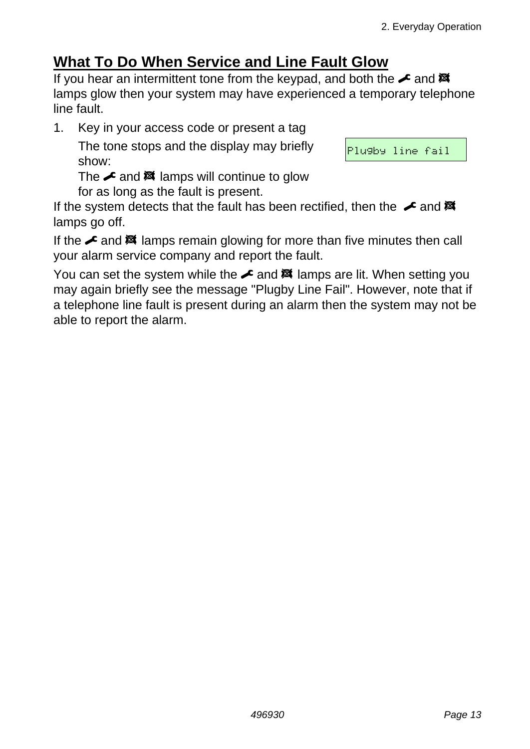## What To Do When Service and Line Fault Glow

If you hear an intermittent tone from the keypad, and both the 🔧 and ☒ lamps glow then your system may have experienced a temporary telephone line fault.

1. Key in your access code or present a tag

   The tone stops and the display may briefly show:

   ```
   Plugby line fail
   ```

   The 🔧 and ☒ lamps will continue to glow for as long as the fault is present.

If the system detects that the fault has been rectified, then the 🔧 and ☒ lamps go off.

If the 🔧 and ☒ lamps remain glowing for more than five minutes then call your alarm service company and report the fault.

You can set the system while the 🔧 and ☒ lamps are lit. When setting you may again briefly see the message "Plugby Line Fail". However, note that if a telephone line fault is present during an alarm then the system may not be able to report the alarm.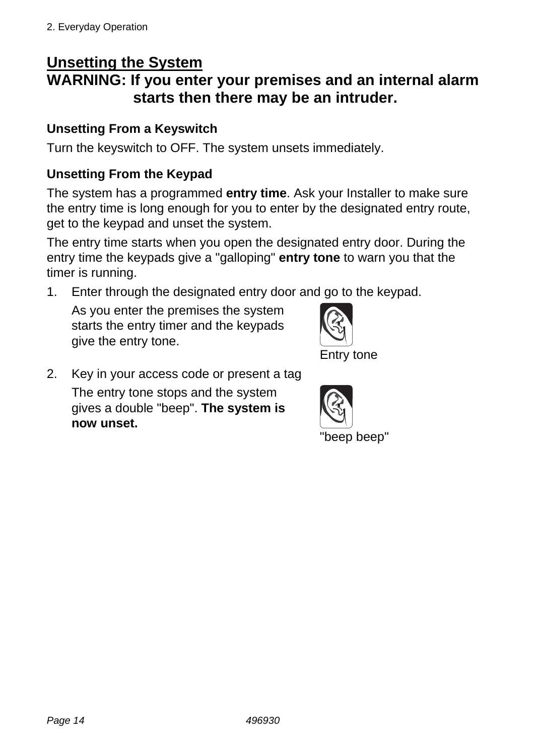## Unsetting the System

**WARNING: If you enter your premises and an internal alarm starts then there may be an intruder.**

### Unsetting From a Keyswitch

Turn the keyswitch to OFF. The system unsets immediately.

### Unsetting From the Keypad

The system has a programmed **entry time**. Ask your Installer to make sure the entry time is long enough for you to enter by the designated entry route, get to the keypad and unset the system.

The entry time starts when you open the designated entry door. During the entry time the keypads give a "galloping" **entry tone** to warn you that the timer is running.

1. Enter through the designated entry door and go to the keypad.

   As you enter the premises the system starts the entry timer and the keypads give the entry tone.

   Entry tone

2. Key in your access code or present a tag

   The entry tone stops and the system gives a double "beep". **The system is now unset.**

   "beep beep"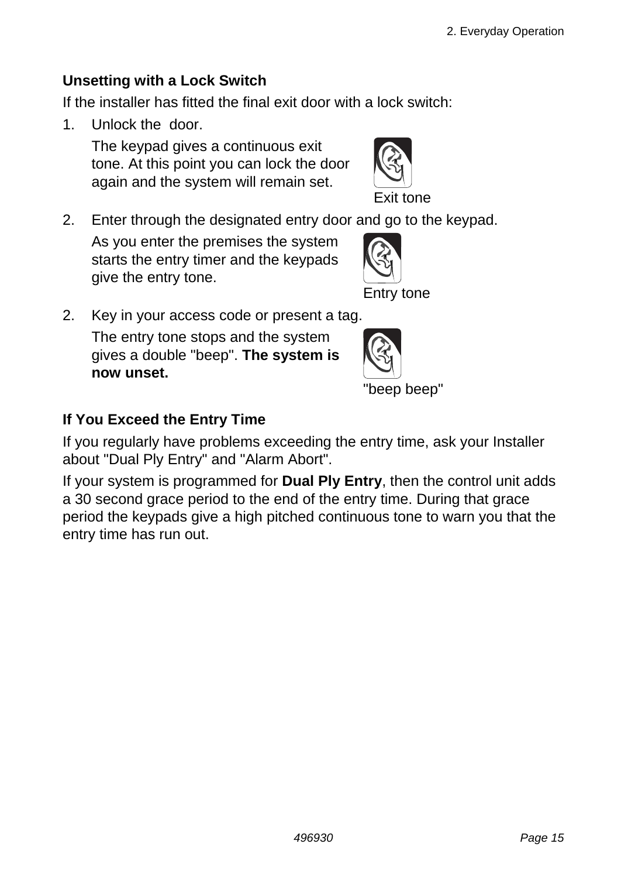### Unsetting with a Lock Switch

If the installer has fitted the final exit door with a lock switch:

1. Unlock the door.

   The keypad gives a continuous exit tone. At this point you can lock the door again and the system will remain set.

   Exit tone

2. Enter through the designated entry door and go to the keypad.

   As you enter the premises the system starts the entry timer and the keypads give the entry tone.

   Entry tone

2. Key in your access code or present a tag.

   The entry tone stops and the system gives a double "beep". **The system is now unset.**

   "beep beep"

### If You Exceed the Entry Time

If you regularly have problems exceeding the entry time, ask your Installer about "Dual Ply Entry" and "Alarm Abort".

If your system is programmed for **Dual Ply Entry**, then the control unit adds a 30 second grace period to the end of the entry time. During that grace period the keypads give a high pitched continuous tone to warn you that the entry time has run out.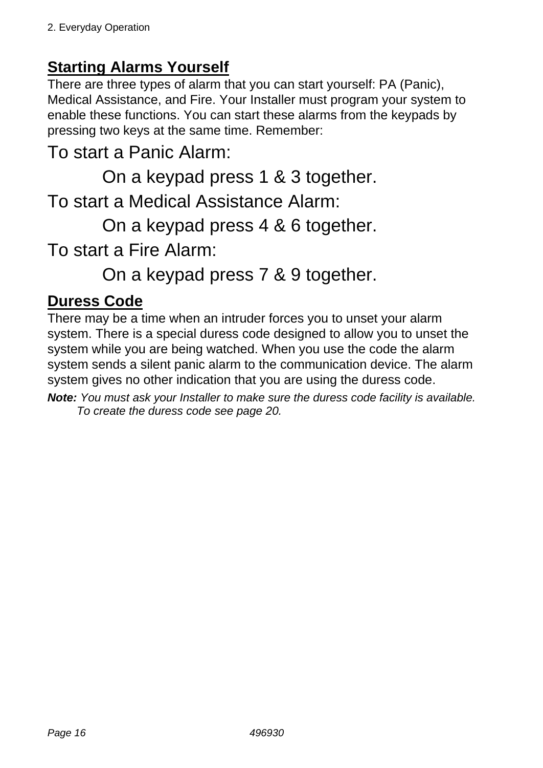## Starting Alarms Yourself

There are three types of alarm that you can start yourself: PA (Panic), Medical Assistance, and Fire. Your Installer must program your system to enable these functions. You can start these alarms from the keypads by pressing two keys at the same time. Remember:

To start a Panic Alarm:

  On a keypad press 1 & 3 together.

To start a Medical Assistance Alarm:

  On a keypad press 4 & 6 together.

To start a Fire Alarm:

  On a keypad press 7 & 9 together.

## Duress Code

There may be a time when an intruder forces you to unset your alarm system. There is a special duress code designed to allow you to unset the system while you are being watched. When you use the code the alarm system sends a silent panic alarm to the communication device. The alarm system gives no other indication that you are using the duress code.

***Note:*** *You must ask your Installer to make sure the duress code facility is available. To create the duress code see page 20.*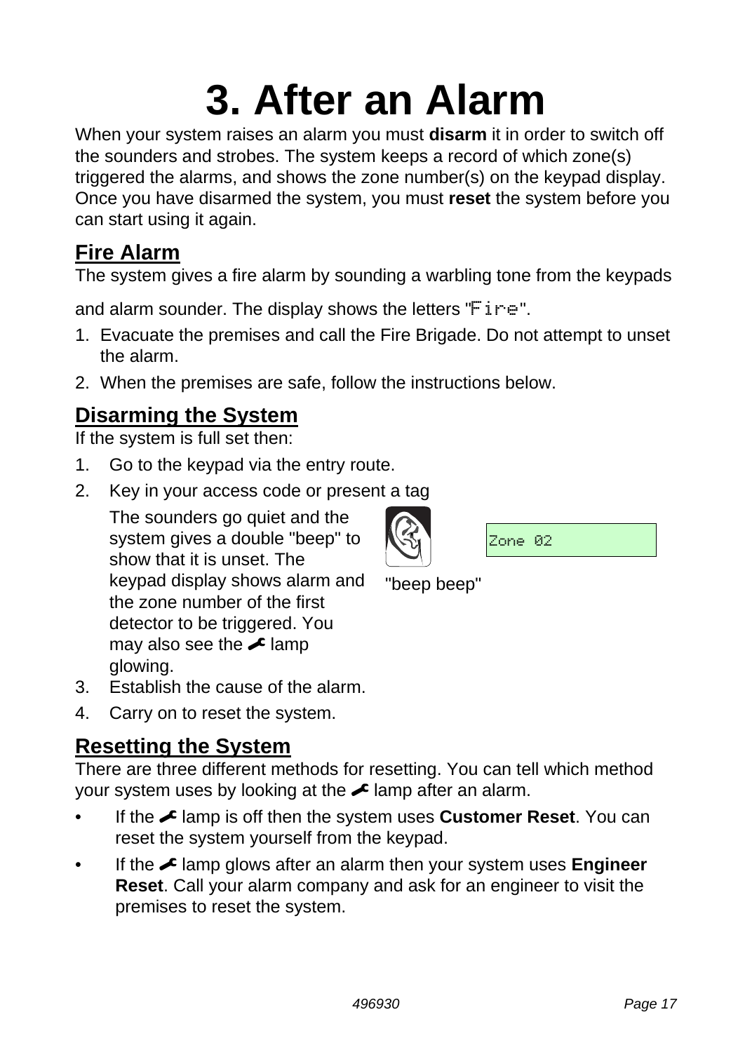# 3. After an Alarm

When your system raises an alarm you must **disarm** it in order to switch off the sounders and strobes. The system keeps a record of which zone(s) triggered the alarms, and shows the zone number(s) on the keypad display. Once you have disarmed the system, you must **reset** the system before you can start using it again.

## Fire Alarm

The system gives a fire alarm by sounding a warbling tone from the keypads and alarm sounder. The display shows the letters "Fire".

1. Evacuate the premises and call the Fire Brigade. Do not attempt to unset the alarm.
2. When the premises are safe, follow the instructions below.

## Disarming the System

If the system is full set then:

1. Go to the keypad via the entry route.
2. Key in your access code or present a tag

   The sounders go quiet and the system gives a double "beep" to show that it is unset. The keypad display shows alarm and the zone number of the first detector to be triggered. You may also see the 🔧 lamp glowing.

   "beep beep"

   `Zone 02`

3. Establish the cause of the alarm.
4. Carry on to reset the system.

## Resetting the System

There are three different methods for resetting. You can tell which method your system uses by looking at the 🔧 lamp after an alarm.

- If the 🔧 lamp is off then the system uses **Customer Reset**. You can reset the system yourself from the keypad.
- If the 🔧 lamp glows after an alarm then your system uses **Engineer Reset**. Call your alarm company and ask for an engineer to visit the premises to reset the system.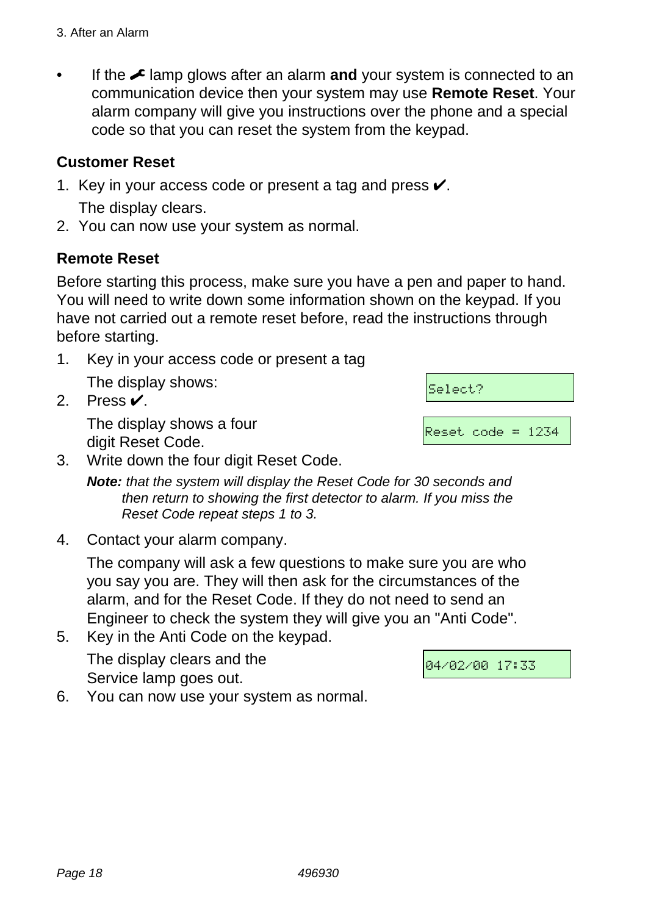- If the 🔧 lamp glows after an alarm **and** your system is connected to an communication device then your system may use **Remote Reset**. Your alarm company will give you instructions over the phone and a special code so that you can reset the system from the keypad.

### Customer Reset

1. Key in your access code or present a tag and press ✔.

   The display clears.
2. You can now use your system as normal.

### Remote Reset

Before starting this process, make sure you have a pen and paper to hand. You will need to write down some information shown on the keypad. If you have not carried out a remote reset before, read the instructions through before starting.

1. Key in your access code or present a tag

   The display shows:

   ```
   Select?
   ```
2. Press ✔.

   The display shows a four digit Reset Code.

   ```
   Reset code = 1234
   ```
3. Write down the four digit Reset Code.

   ***Note:*** *that the system will display the Reset Code for 30 seconds and then return to showing the first detector to alarm. If you miss the Reset Code repeat steps 1 to 3.*
4. Contact your alarm company.

   The company will ask a few questions to make sure you are who you say you are. They will then ask for the circumstances of the alarm, and for the Reset Code. If they do not need to send an Engineer to check the system they will give you an "Anti Code".
5. Key in the Anti Code on the keypad.

   The display clears and the Service lamp goes out.

   ```
   04/02/00 17:33
   ```
6. You can now use your system as normal.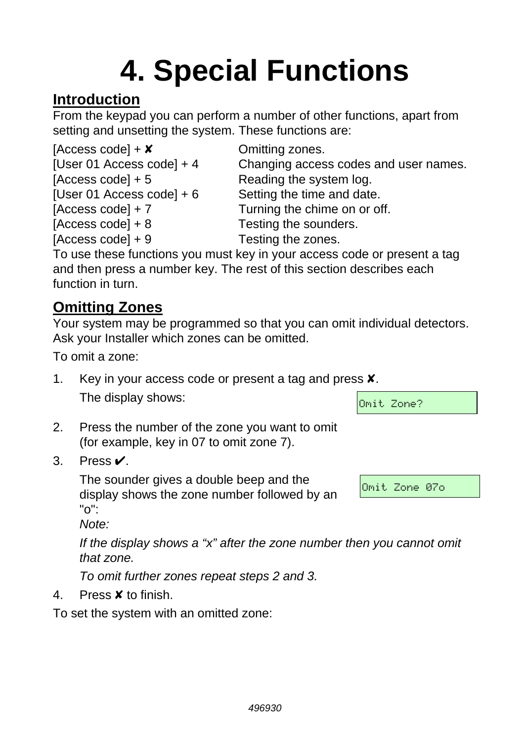# 4. Special Functions

## Introduction

From the keypad you can perform a number of other functions, apart from setting and unsetting the system. These functions are:

| | |
|---|---|
| [Access code] + ✘ | Omitting zones. |
| [User 01 Access code] + 4 | Changing access codes and user names. |
| [Access code] + 5 | Reading the system log. |
| [User 01 Access code] + 6 | Setting the time and date. |
| [Access code] + 7 | Turning the chime on or off. |
| [Access code] + 8 | Testing the sounders. |
| [Access code] + 9 | Testing the zones. |

To use these functions you must key in your access code or present a tag and then press a number key. The rest of this section describes each function in turn.

## Omitting Zones

Your system may be programmed so that you can omit individual detectors. Ask your Installer which zones can be omitted.

To omit a zone:

1. Key in your access code or present a tag and press ✘.

   The display shows:

   `Omit Zone?`

2. Press the number of the zone you want to omit (for example, key in 07 to omit zone 7).
3. Press ✔.

   The sounder gives a double beep and the display shows the zone number followed by an "o":

   `Omit Zone 07o`

   *Note:*

   *If the display shows a "x" after the zone number then you cannot omit that zone.*

   *To omit further zones repeat steps 2 and 3.*

4. Press ✘ to finish.

To set the system with an omitted zone: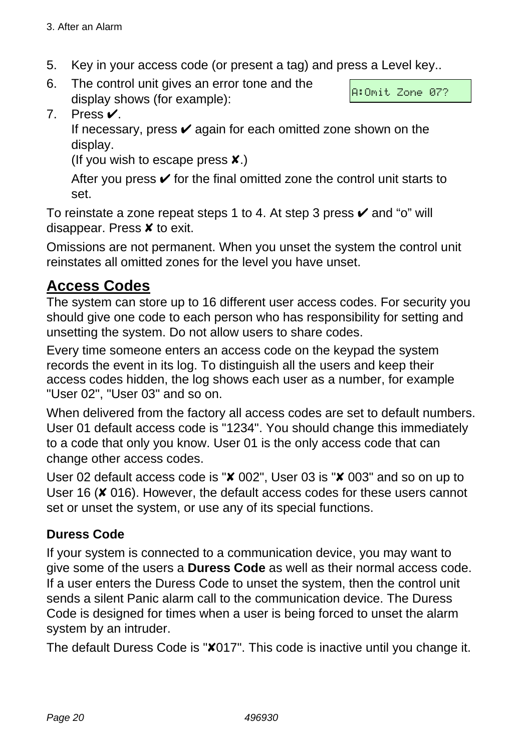5. Key in your access code (or present a tag) and press a Level key..
6. The control unit gives an error tone and the display shows (for example):

```
A:Omit Zone 07?
```

7. Press ✔.
   If necessary, press ✔ again for each omitted zone shown on the display.
   (If you wish to escape press ✘.)

   After you press ✔ for the final omitted zone the control unit starts to set.

To reinstate a zone repeat steps 1 to 4. At step 3 press ✔ and "o" will disappear. Press ✘ to exit.

Omissions are not permanent. When you unset the system the control unit reinstates all omitted zones for the level you have unset.

## Access Codes

The system can store up to 16 different user access codes. For security you should give one code to each person who has responsibility for setting and unsetting the system. Do not allow users to share codes.

Every time someone enters an access code on the keypad the system records the event in its log. To distinguish all the users and keep their access codes hidden, the log shows each user as a number, for example "User 02", "User 03" and so on.

When delivered from the factory all access codes are set to default numbers. User 01 default access code is "1234". You should change this immediately to a code that only you know. User 01 is the only access code that can change other access codes.

User 02 default access code is "✘ 002", User 03 is "✘ 003" and so on up to User 16 (✘ 016). However, the default access codes for these users cannot set or unset the system, or use any of its special functions.

### Duress Code

If your system is connected to a communication device, you may want to give some of the users a **Duress Code** as well as their normal access code. If a user enters the Duress Code to unset the system, then the control unit sends a silent Panic alarm call to the communication device. The Duress Code is designed for times when a user is being forced to unset the alarm system by an intruder.

The default Duress Code is "✘017". This code is inactive until you change it.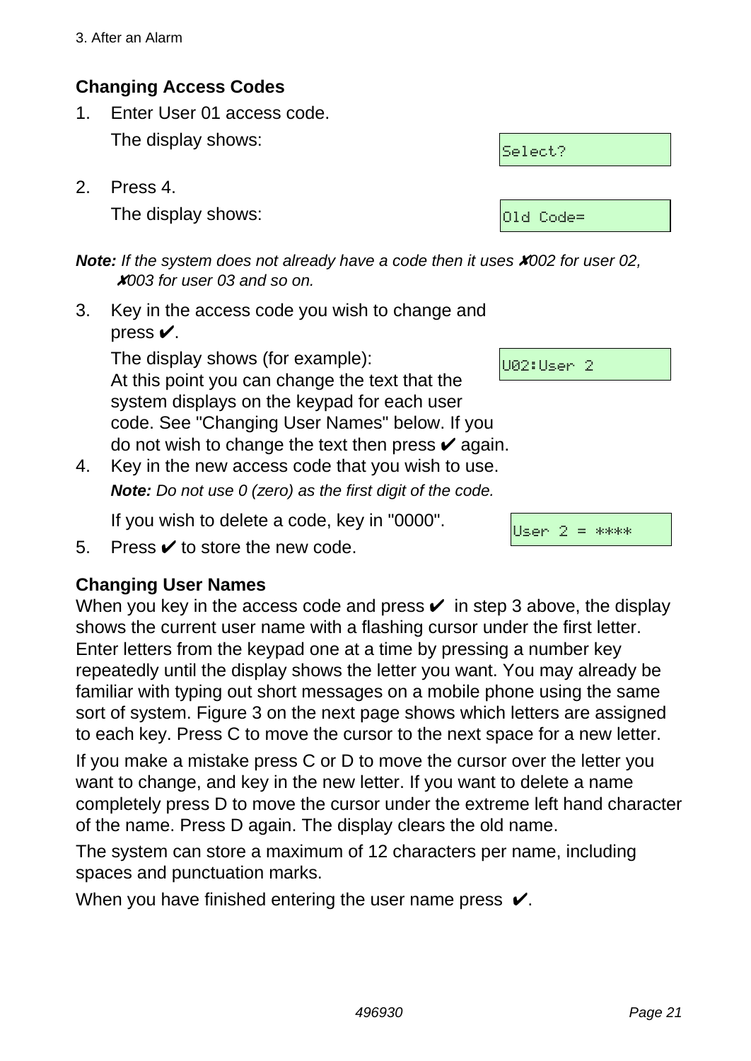## Changing Access Codes

1. Enter User 01 access code.

   The display shows:

   `Select?`

2. Press 4.

   The display shows:

   `Old Code=`

***Note:*** *If the system does not already have a code then it uses ✘002 for user 02, ✘003 for user 03 and so on.*

3. Key in the access code you wish to change and press ✔.

   The display shows (for example):

   `U02:User 2`

   At this point you can change the text that the system displays on the keypad for each user code. See "Changing User Names" below. If you do not wish to change the text then press ✔ again.

4. Key in the new access code that you wish to use.

   ***Note:*** *Do not use 0 (zero) as the first digit of the code.*

   If you wish to delete a code, key in "0000".

   `User 2 = ****`

5. Press ✔ to store the new code.

## Changing User Names

When you key in the access code and press ✔ in step 3 above, the display shows the current user name with a flashing cursor under the first letter. Enter letters from the keypad one at a time by pressing a number key repeatedly until the display shows the letter you want. You may already be familiar with typing out short messages on a mobile phone using the same sort of system. Figure 3 on the next page shows which letters are assigned to each key. Press C to move the cursor to the next space for a new letter.

If you make a mistake press C or D to move the cursor over the letter you want to change, and key in the new letter. If you want to delete a name completely press D to move the cursor under the extreme left hand character of the name. Press D again. The display clears the old name.

The system can store a maximum of 12 characters per name, including spaces and punctuation marks.

When you have finished entering the user name press ✔.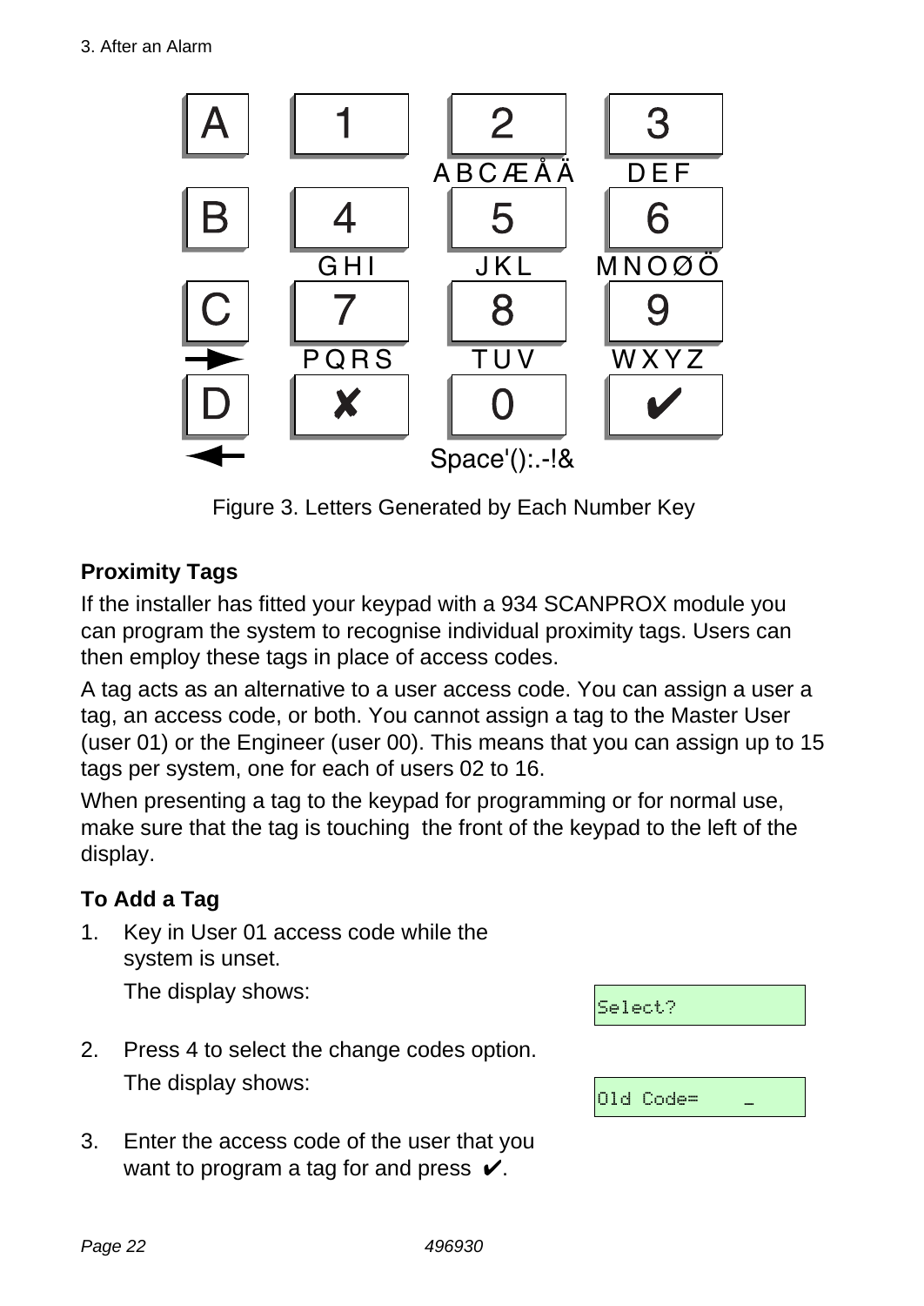| A | 1 | 2 | 3 |
|---|---|---|---|
| | | A B C Æ Å Ä | D E F |
| B | 4 | 5 | 6 |
| | G H I | J K L | M N O Ø Ö |
| C | 7 | 8 | 9 |
| → | P Q R S | T U V | W X Y Z |
| D | ✘ | 0 | ✔ |
| ← | | Space'():.-!& | |

Figure 3. Letters Generated by Each Number Key

### Proximity Tags

If the installer has fitted your keypad with a 934 SCANPROX module you can program the system to recognise individual proximity tags. Users can then employ these tags in place of access codes.

A tag acts as an alternative to a user access code. You can assign a user a tag, an access code, or both. You cannot assign a tag to the Master User (user 01) or the Engineer (user 00). This means that you can assign up to 15 tags per system, one for each of users 02 to 16.

When presenting a tag to the keypad for programming or for normal use, make sure that the tag is touching the front of the keypad to the left of the display.

### To Add a Tag

1. Key in User 01 access code while the system is unset.

   The display shows:

   `Select?`

2. Press 4 to select the change codes option.

   The display shows:

   `Old Code=    _`

3. Enter the access code of the user that you want to program a tag for and press ✔.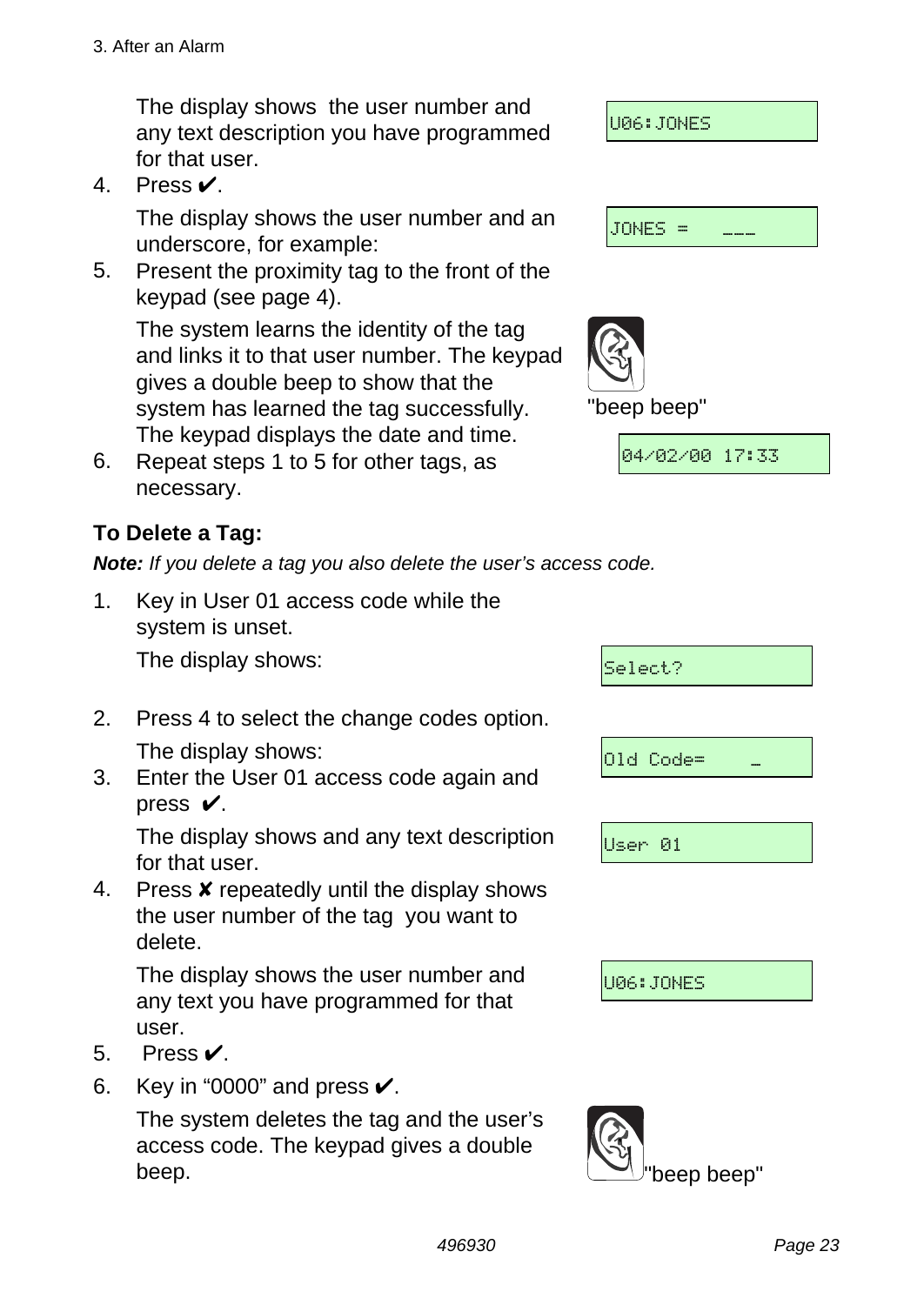The display shows the user number and any text description you have programmed for that user.

`U06:JONES`

4. Press ✔.

   The display shows the user number and an underscore, for example:

   `JONES =    ___`

5. Present the proximity tag to the front of the keypad (see page 4).

   The system learns the identity of the tag and links it to that user number. The keypad gives a double beep to show that the system has learned the tag successfully. The keypad displays the date and time.

   "beep beep"

   `04/02/00 17:33`

6. Repeat steps 1 to 5 for other tags, as necessary.

**To Delete a Tag:**

***Note:*** *If you delete a tag you also delete the user's access code.*

1. Key in User 01 access code while the system is unset.

   The display shows:

   `Select?`

2. Press 4 to select the change codes option.

   The display shows:

   `Old Code=    _`

3. Enter the User 01 access code again and press ✔.

   The display shows and any text description for that user.

   `User 01`

4. Press ✘ repeatedly until the display shows the user number of the tag you want to delete.

   The display shows the user number and any text you have programmed for that user.

   `U06:JONES`

5. Press ✔.
6. Key in "0000" and press ✔.

   The system deletes the tag and the user's access code. The keypad gives a double beep.

   "beep beep"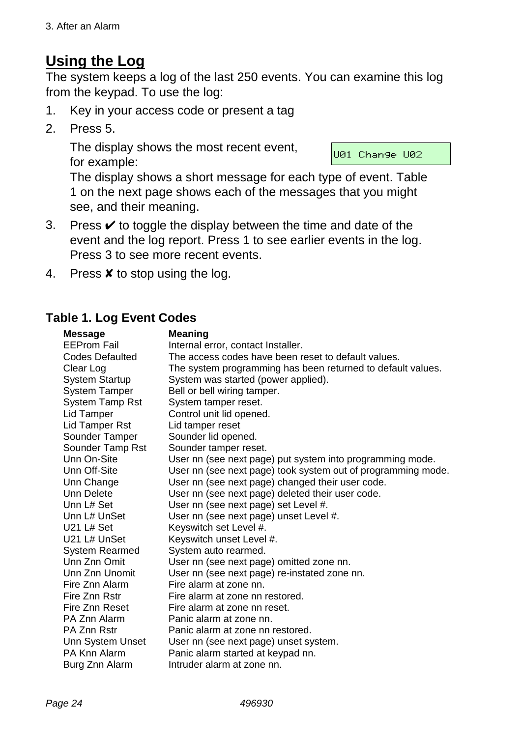## Using the Log

The system keeps a log of the last 250 events. You can examine this log from the keypad. To use the log:

1. Key in your access code or present a tag
2. Press 5.

   The display shows the most recent event, for example:

   `U01 Change U02`

   The display shows a short message for each type of event. Table 1 on the next page shows each of the messages that you might see, and their meaning.
3. Press ✔ to toggle the display between the time and date of the event and the log report. Press 1 to see earlier events in the log. Press 3 to see more recent events.
4. Press ✘ to stop using the log.

### Table 1. Log Event Codes

| Message | Meaning |
|---|---|
| EEProm Fail | Internal error, contact Installer. |
| Codes Defaulted | The access codes have been reset to default values. |
| Clear Log | The system programming has been returned to default values. |
| System Startup | System was started (power applied). |
| System Tamper | Bell or bell wiring tamper. |
| System Tamp Rst | System tamper reset. |
| Lid Tamper | Control unit lid opened. |
| Lid Tamper Rst | Lid tamper reset |
| Sounder Tamper | Sounder lid opened. |
| Sounder Tamp Rst | Sounder tamper reset. |
| Unn On-Site | User nn (see next page) put system into programming mode. |
| Unn Off-Site | User nn (see next page) took system out of programming mode. |
| Unn Change | User nn (see next page) changed their user code. |
| Unn Delete | User nn (see next page) deleted their user code. |
| Unn L# Set | User nn (see next page) set Level #. |
| Unn L# UnSet | User nn (see next page) unset Level #. |
| U21 L# Set | Keyswitch set Level #. |
| U21 L# UnSet | Keyswitch unset Level #. |
| System Rearmed | System auto rearmed. |
| Unn Znn Omit | User nn (see next page) omitted zone nn. |
| Unn Znn Unomit | User nn (see next page) re-instated zone nn. |
| Fire Znn Alarm | Fire alarm at zone nn. |
| Fire Znn Rstr | Fire alarm at zone nn restored. |
| Fire Znn Reset | Fire alarm at zone nn reset. |
| PA Znn Alarm | Panic alarm at zone nn. |
| PA Znn Rstr | Panic alarm at zone nn restored. |
| Unn System Unset | User nn (see next page) unset system. |
| PA Knn Alarm | Panic alarm started at keypad nn. |
| Burg Znn Alarm | Intruder alarm at zone nn. |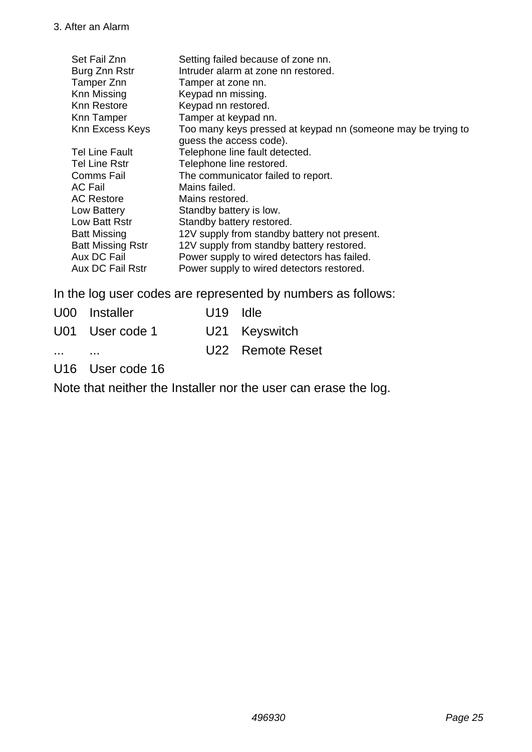| | |
|---|---|
| Set Fail Znn | Setting failed because of zone nn. |
| Burg Znn Rstr | Intruder alarm at zone nn restored. |
| Tamper Znn | Tamper at zone nn. |
| Knn Missing | Keypad nn missing. |
| Knn Restore | Keypad nn restored. |
| Knn Tamper | Tamper at keypad nn. |
| Knn Excess Keys | Too many keys pressed at keypad nn (someone may be trying to guess the access code). |
| Tel Line Fault | Telephone line fault detected. |
| Tel Line Rstr | Telephone line restored. |
| Comms Fail | The communicator failed to report. |
| AC Fail | Mains failed. |
| AC Restore | Mains restored. |
| Low Battery | Standby battery is low. |
| Low Batt Rstr | Standby battery restored. |
| Batt Missing | 12V supply from standby battery not present. |
| Batt Missing Rstr | 12V supply from standby battery restored. |
| Aux DC Fail | Power supply to wired detectors has failed. |
| Aux DC Fail Rstr | Power supply to wired detectors restored. |

In the log user codes are represented by numbers as follows:

| | | | |
|---|---|---|---|
| U00 | Installer | U19 | Idle |
| U01 | User code 1 | U21 | Keyswitch |
| ... | ... | U22 | Remote Reset |
| U16 | User code 16 | | |

Note that neither the Installer nor the user can erase the log.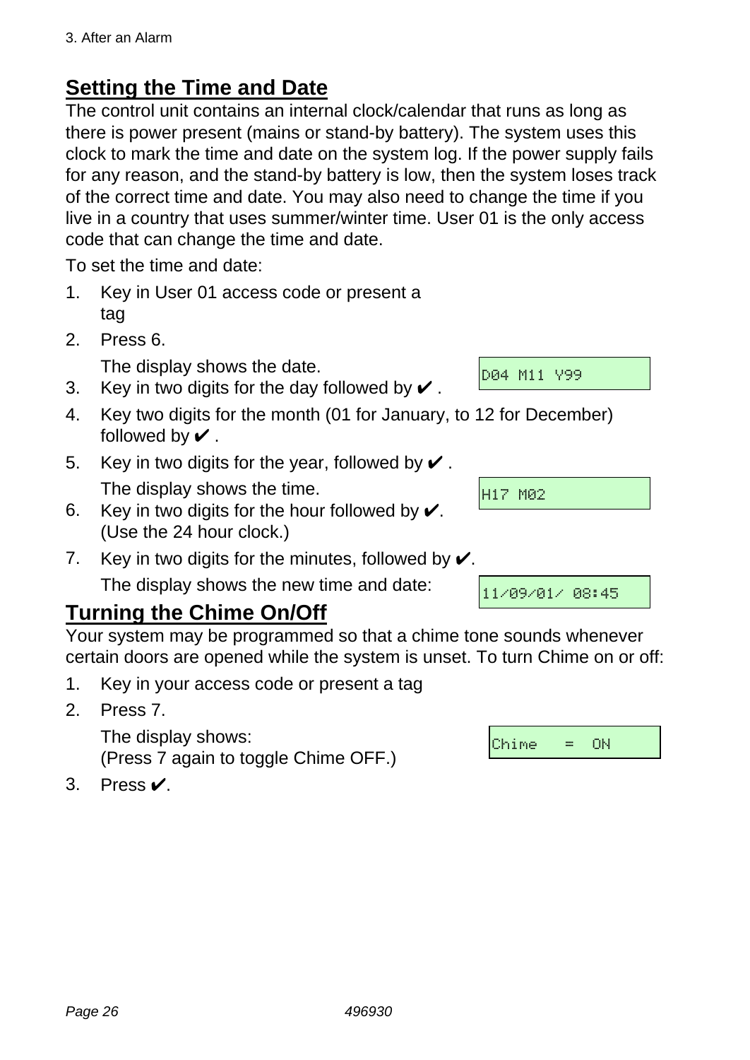## Setting the Time and Date

The control unit contains an internal clock/calendar that runs as long as there is power present (mains or stand-by battery). The system uses this clock to mark the time and date on the system log. If the power supply fails for any reason, and the stand-by battery is low, then the system loses track of the correct time and date. You may also need to change the time if you live in a country that uses summer/winter time. User 01 is the only access code that can change the time and date.

To set the time and date:

1. Key in User 01 access code or present a tag
2. Press 6.

   The display shows the date.

   `D04 M11 Y99`
3. Key in two digits for the day followed by ✔ .
4. Key two digits for the month (01 for January, to 12 for December) followed by ✔ .
5. Key in two digits for the year, followed by ✔ .

   The display shows the time.

   `H17 M02`
6. Key in two digits for the hour followed by ✔. (Use the 24 hour clock.)
7. Key in two digits for the minutes, followed by ✔.

   The display shows the new time and date:

   `11/09/01/ 08:45`

## Turning the Chime On/Off

Your system may be programmed so that a chime tone sounds whenever certain doors are opened while the system is unset. To turn Chime on or off:

1. Key in your access code or present a tag
2. Press 7.

   The display shows:
   (Press 7 again to toggle Chime OFF.)

   `Chime = ON`
3. Press ✔.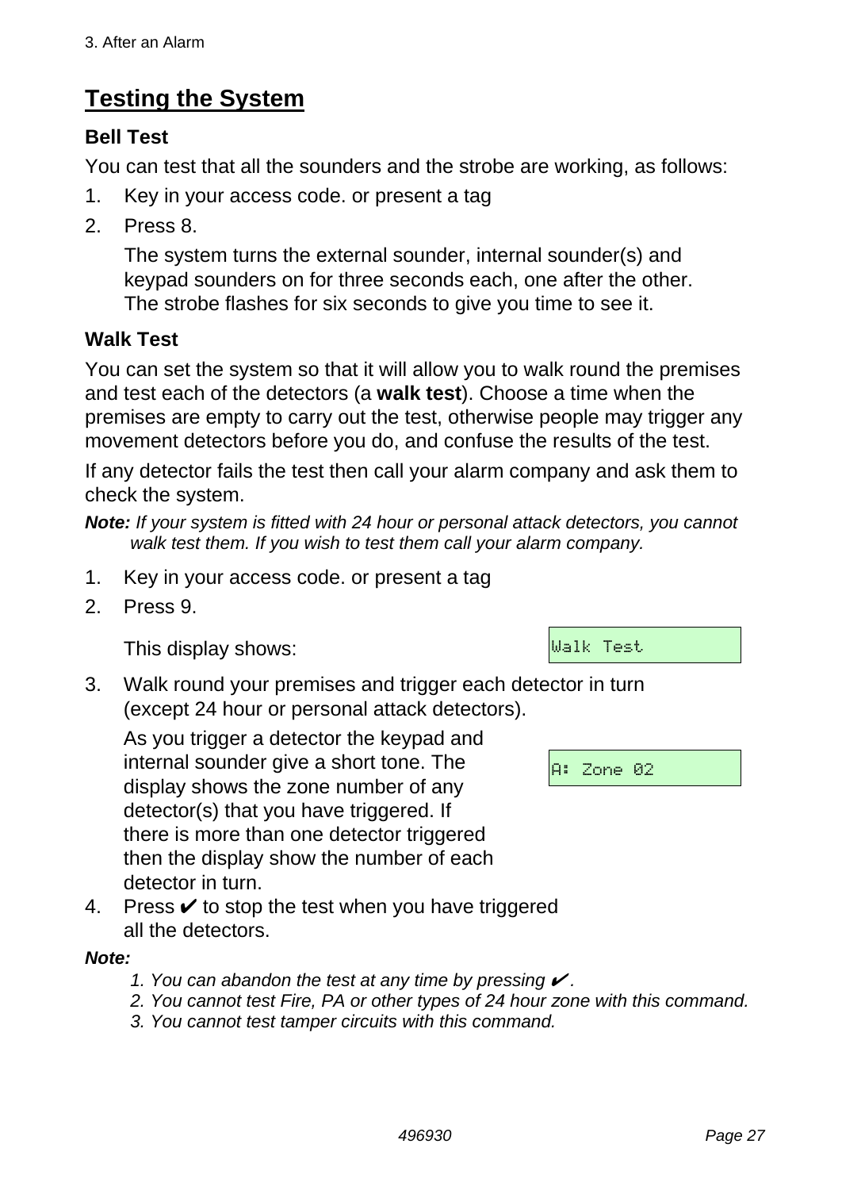## Testing the System

### Bell Test

You can test that all the sounders and the strobe are working, as follows:

1. Key in your access code. or present a tag
2. Press 8.

   The system turns the external sounder, internal sounder(s) and keypad sounders on for three seconds each, one after the other. The strobe flashes for six seconds to give you time to see it.

### Walk Test

You can set the system so that it will allow you to walk round the premises and test each of the detectors (a **walk test**). Choose a time when the premises are empty to carry out the test, otherwise people may trigger any movement detectors before you do, and confuse the results of the test.

If any detector fails the test then call your alarm company and ask them to check the system.

***Note:*** *If your system is fitted with 24 hour or personal attack detectors, you cannot walk test them. If you wish to test them call your alarm company.*

1. Key in your access code. or present a tag
2. Press 9.

   This display shows:

   ```
   Walk Test
   ```

3. Walk round your premises and trigger each detector in turn (except 24 hour or personal attack detectors).

   As you trigger a detector the keypad and internal sounder give a short tone. The display shows the zone number of any detector(s) that you have triggered. If there is more than one detector triggered then the display show the number of each detector in turn.

   ```
   A: Zone 02
   ```

4. Press ✔ to stop the test when you have triggered all the detectors.

***Note:***

*1. You can abandon the test at any time by pressing ✔ .*
*2. You cannot test Fire, PA or other types of 24 hour zone with this command.*
*3. You cannot test tamper circuits with this command.*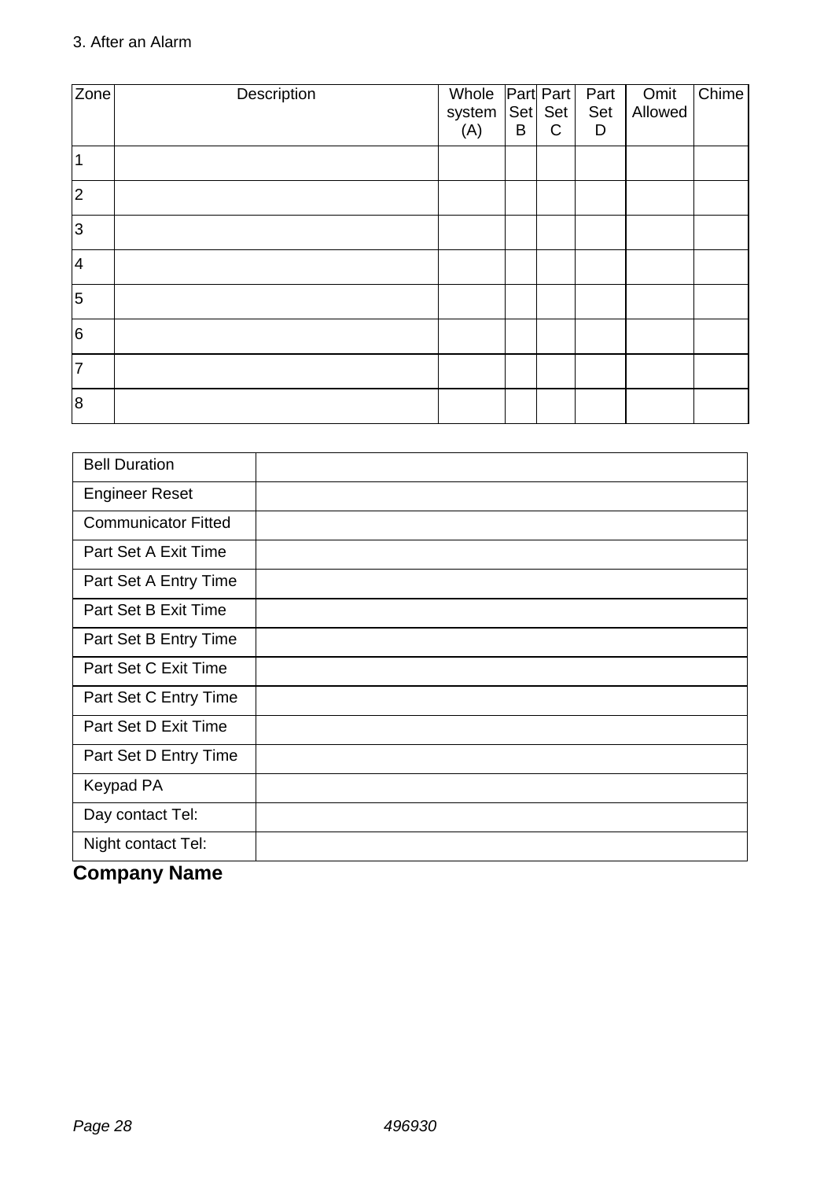| Zone | Description | Whole system (A) | Part Set B | Part Set C | Part Set D | Omit Allowed | Chime |
|---|---|---|---|---|---|---|---|
| 1 | | | | | | | |
| 2 | | | | | | | |
| 3 | | | | | | | |
| 4 | | | | | | | |
| 5 | | | | | | | |
| 6 | | | | | | | |
| 7 | | | | | | | |
| 8 | | | | | | | |

| | |
|---|---|
| Bell Duration | |
| Engineer Reset | |
| Communicator Fitted | |
| Part Set A Exit Time | |
| Part Set A Entry Time | |
| Part Set B Exit Time | |
| Part Set B Entry Time | |
| Part Set C Exit Time | |
| Part Set C Entry Time | |
| Part Set D Exit Time | |
| Part Set D Entry Time | |
| Keypad PA | |
| Day contact Tel: | |
| Night contact Tel: | |

**Company Name**